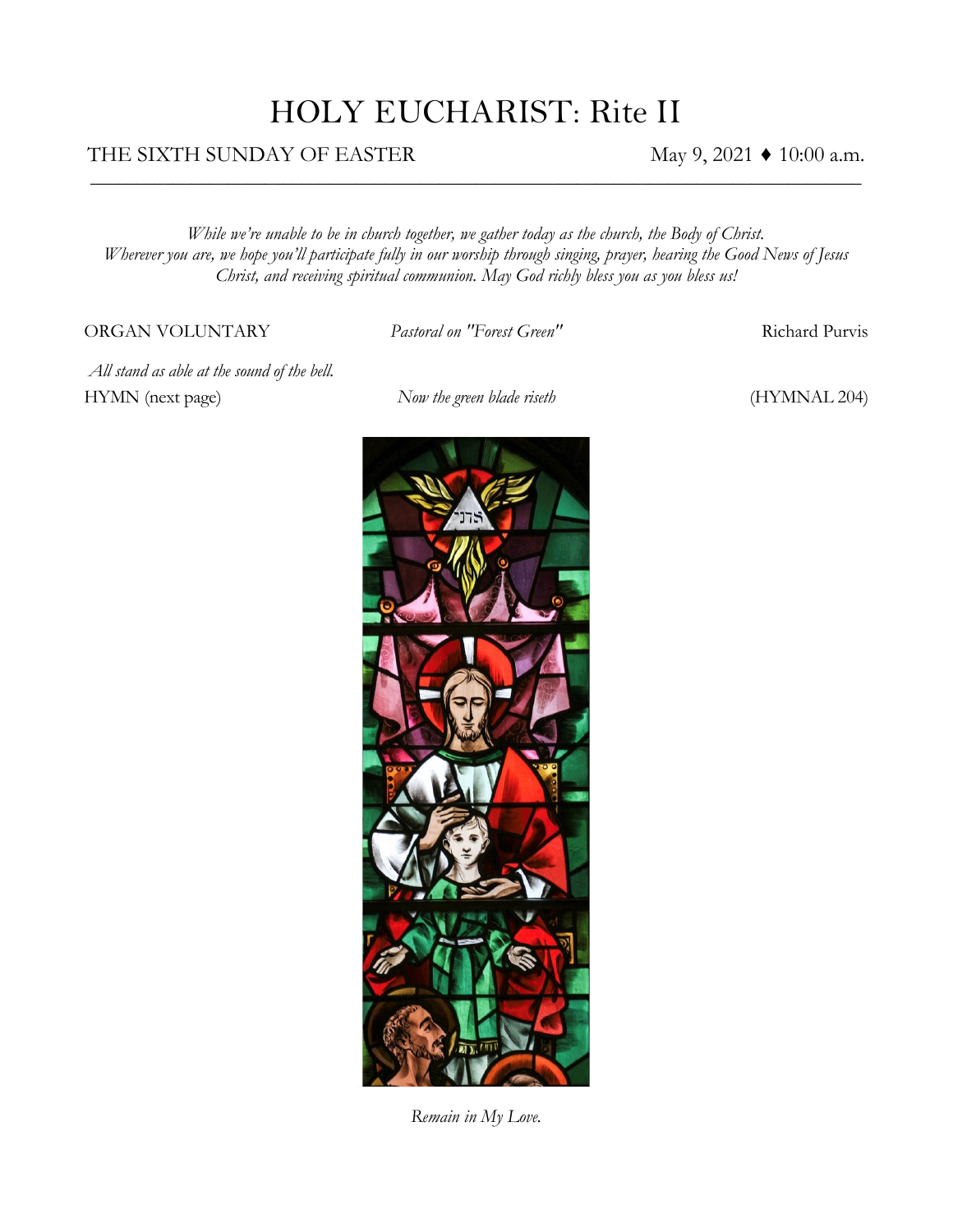# HOLY EUCHARIST: Rite II

THE SIXTH SUNDAY OF EASTER May 9, 2021 ♦ 10:00 a.m.

---

*While we're unable to be in church together, we gather today as the church, the Body of Christ. Wherever you are, we hope you'll participate fully in our worship through singing, prayer, hearing the Good News of Jesus Christ, and receiving spiritual communion. May God richly bless you as you bless us!*

ORGAN VOLUNTARY *Pastoral on "Forest Green"* Richard Purvis

*All stand as able at the sound of the bell.*

HYMN (next page) *Now the green blade riseth* (HYMNAL 204)

*Remain in My Love.*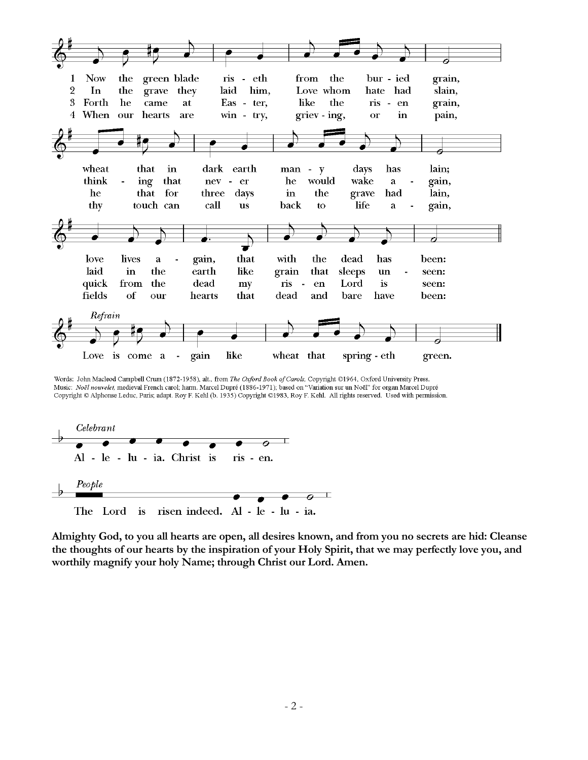1 Now the green blade riseth from the buried grain,
wheat that in dark earth many days has lain;
love lives again, that with the dead has been:

*Refrain*
Love is come again like wheat that springeth green.

2 In the grave they laid him, Love whom hate had slain,
thinking that never he would wake again,
laid in the earth like grain that sleeps unseen:

3 Forth he came at Easter, like the risen grain,
he that for three days in the grave had lain,
quick from the dead my risen Lord is seen:

4 When our hearts are wintry, grieving, or in pain,
thy touch can call us back to life again,
fields of our hearts that dead and bare have been:

Words: John Macleod Campbell Crum (1872-1958), alt., from *The Oxford Book of Carols*, Copyright ©1964, Oxford University Press.
Music: *Noël nouvelet*, medieval French carol; harm. Marcel Dupré (1886-1971); based on "Variation sur un Noël" for organ Marcel Dupré Copyright © Alphonse Leduc, Paris; adapt. Roy F. Kehl (b. 1935) Copyright ©1983, Roy F. Kehl. All rights reserved. Used with permission.

*Celebrant*
Al - le - lu - ia. Christ is ris - en.

*People*
The Lord is risen indeed. Al - le - lu - ia.

**Almighty God, to you all hearts are open, all desires known, and from you no secrets are hid: Cleanse the thoughts of our hearts by the inspiration of your Holy Spirit, that we may perfectly love you, and worthily magnify your holy Name; through Christ our Lord. Amen.**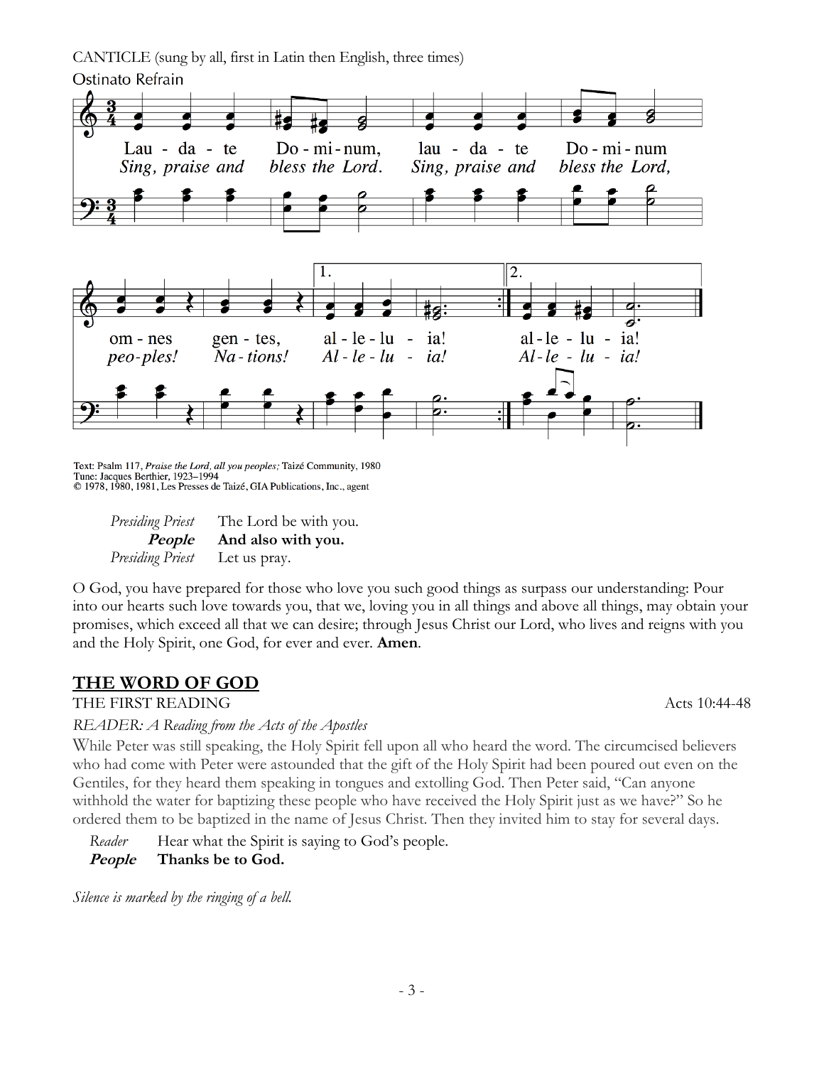CANTICLE (sung by all, first in Latin then English, three times)

Ostinato Refrain

Lau - da - te Do - mi - num, lau - da - te Do - mi - num
*Sing, praise and bless the Lord. Sing, praise and bless the Lord,*

om - nes gen - tes, al - le - lu - ia! al - le - lu - ia!
*peo - ples! Na - tions! Al - le - lu - ia! Al - le - lu - ia!*

Text: Psalm 117, *Praise the Lord, all you peoples;* Taizé Community, 1980
Tune: Jacques Berthier, 1923–1994
© 1978, 1980, 1981, Les Presses de Taizé, GIA Publications, Inc., agent

*Presiding Priest* The Lord be with you.
***People*** **And also with you.**
*Presiding Priest* Let us pray.

O God, you have prepared for those who love you such good things as surpass our understanding: Pour into our hearts such love towards you, that we, loving you in all things and above all things, may obtain your promises, which exceed all that we can desire; through Jesus Christ our Lord, who lives and reigns with you and the Holy Spirit, one God, for ever and ever. **Amen**.

## THE WORD OF GOD

THE FIRST READING Acts 10:44-48

*READER: A Reading from the Acts of the Apostles*

While Peter was still speaking, the Holy Spirit fell upon all who heard the word. The circumcised believers who had come with Peter were astounded that the gift of the Holy Spirit had been poured out even on the Gentiles, for they heard them speaking in tongues and extolling God. Then Peter said, "Can anyone withhold the water for baptizing these people who have received the Holy Spirit just as we have?" So he ordered them to be baptized in the name of Jesus Christ. Then they invited him to stay for several days.

*Reader* Hear what the Spirit is saying to God's people.
***People*** **Thanks be to God.**

*Silence is marked by the ringing of a bell.*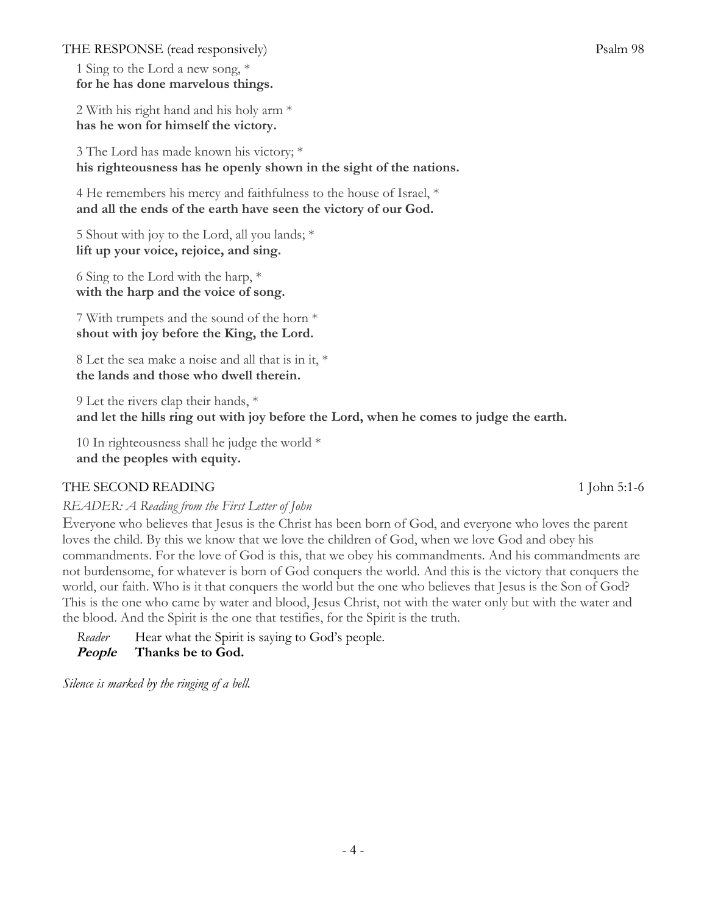THE RESPONSE (read responsively) Psalm 98

1 Sing to the Lord a new song, *
**for he has done marvelous things.**

2 With his right hand and his holy arm *
**has he won for himself the victory.**

3 The Lord has made known his victory; *
**his righteousness has he openly shown in the sight of the nations.**

4 He remembers his mercy and faithfulness to the house of Israel, *
**and all the ends of the earth have seen the victory of our God.**

5 Shout with joy to the Lord, all you lands; *
**lift up your voice, rejoice, and sing.**

6 Sing to the Lord with the harp, *
**with the harp and the voice of song.**

7 With trumpets and the sound of the horn *
**shout with joy before the King, the Lord.**

8 Let the sea make a noise and all that is in it, *
**the lands and those who dwell therein.**

9 Let the rivers clap their hands, *
**and let the hills ring out with joy before the Lord, when he comes to judge the earth.**

10 In righteousness shall he judge the world *
**and the peoples with equity.**

THE SECOND READING 1 John 5:1-6

*READER: A Reading from the First Letter of John*

Everyone who believes that Jesus is the Christ has been born of God, and everyone who loves the parent loves the child. By this we know that we love the children of God, when we love God and obey his commandments. For the love of God is this, that we obey his commandments. And his commandments are not burdensome, for whatever is born of God conquers the world. And this is the victory that conquers the world, our faith. Who is it that conquers the world but the one who believes that Jesus is the Son of God? This is the one who came by water and blood, Jesus Christ, not with the water only but with the water and the blood. And the Spirit is the one that testifies, for the Spirit is the truth.

*Reader* Hear what the Spirit is saying to God's people.
***People*** **Thanks be to God.**

*Silence is marked by the ringing of a bell.*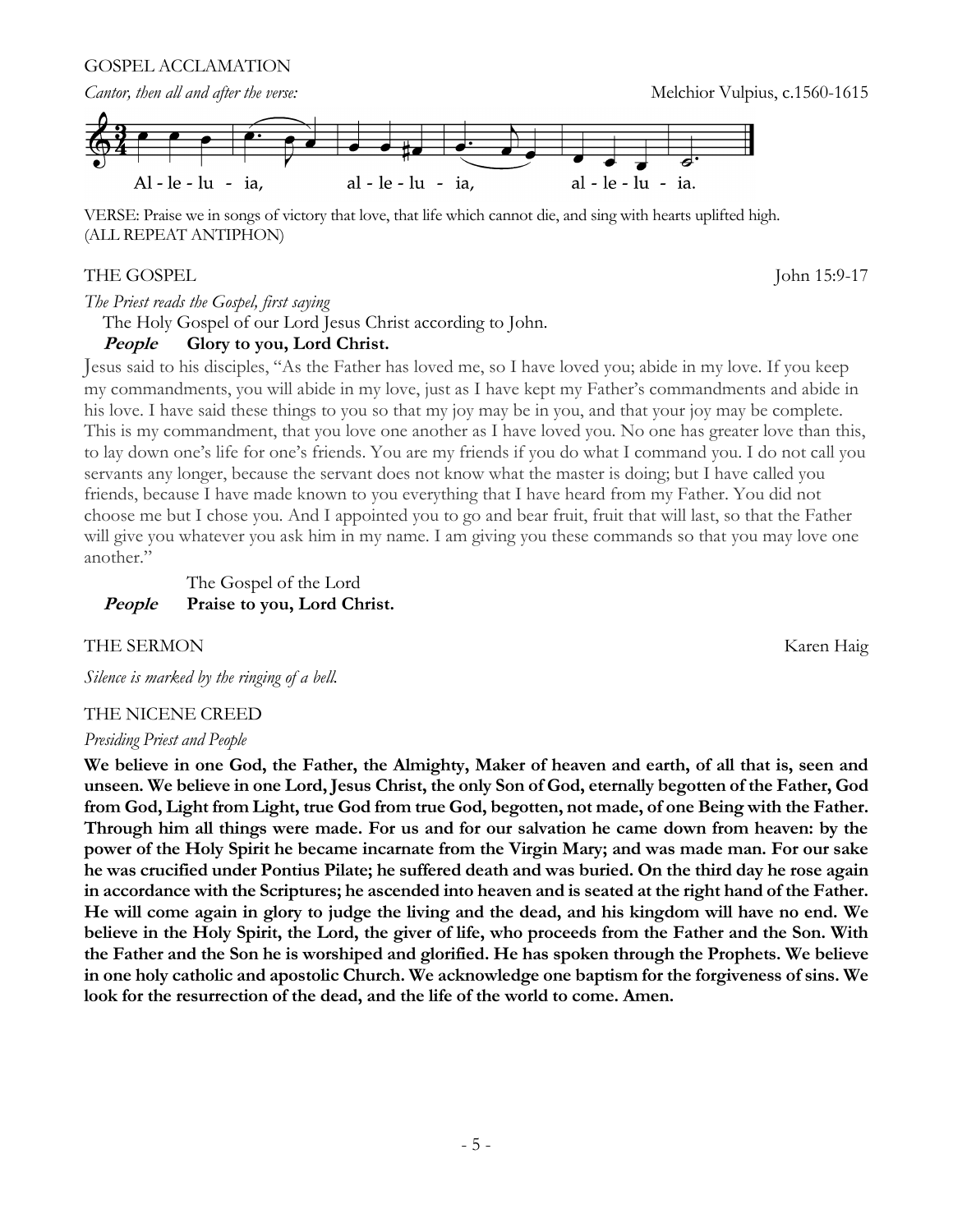GOSPEL ACCLAMATION

*Cantor, then all and after the verse:* Melchior Vulpius, c.1560-1615

Al - le - lu - ia, al - le - lu - ia, al - le - lu - ia.

VERSE: Praise we in songs of victory that love, that life which cannot die, and sing with hearts uplifted high. (ALL REPEAT ANTIPHON)

THE GOSPEL John 15:9-17

*The Priest reads the Gospel, first saying*

The Holy Gospel of our Lord Jesus Christ according to John.

***People*** **Glory to you, Lord Christ.**

Jesus said to his disciples, "As the Father has loved me, so I have loved you; abide in my love. If you keep my commandments, you will abide in my love, just as I have kept my Father's commandments and abide in his love. I have said these things to you so that my joy may be in you, and that your joy may be complete. This is my commandment, that you love one another as I have loved you. No one has greater love than this, to lay down one's life for one's friends. You are my friends if you do what I command you. I do not call you servants any longer, because the servant does not know what the master is doing; but I have called you friends, because I have made known to you everything that I have heard from my Father. You did not choose me but I chose you. And I appointed you to go and bear fruit, fruit that will last, so that the Father will give you whatever you ask him in my name. I am giving you these commands so that you may love one another."

The Gospel of the Lord

***People*** **Praise to you, Lord Christ.**

THE SERMON Karen Haig

*Silence is marked by the ringing of a bell.*

THE NICENE CREED

*Presiding Priest and People*

**We believe in one God, the Father, the Almighty, Maker of heaven and earth, of all that is, seen and unseen. We believe in one Lord, Jesus Christ, the only Son of God, eternally begotten of the Father, God from God, Light from Light, true God from true God, begotten, not made, of one Being with the Father. Through him all things were made. For us and for our salvation he came down from heaven: by the power of the Holy Spirit he became incarnate from the Virgin Mary; and was made man. For our sake he was crucified under Pontius Pilate; he suffered death and was buried. On the third day he rose again in accordance with the Scriptures; he ascended into heaven and is seated at the right hand of the Father. He will come again in glory to judge the living and the dead, and his kingdom will have no end. We believe in the Holy Spirit, the Lord, the giver of life, who proceeds from the Father and the Son. With the Father and the Son he is worshiped and glorified. He has spoken through the Prophets. We believe in one holy catholic and apostolic Church. We acknowledge one baptism for the forgiveness of sins. We look for the resurrection of the dead, and the life of the world to come. Amen.**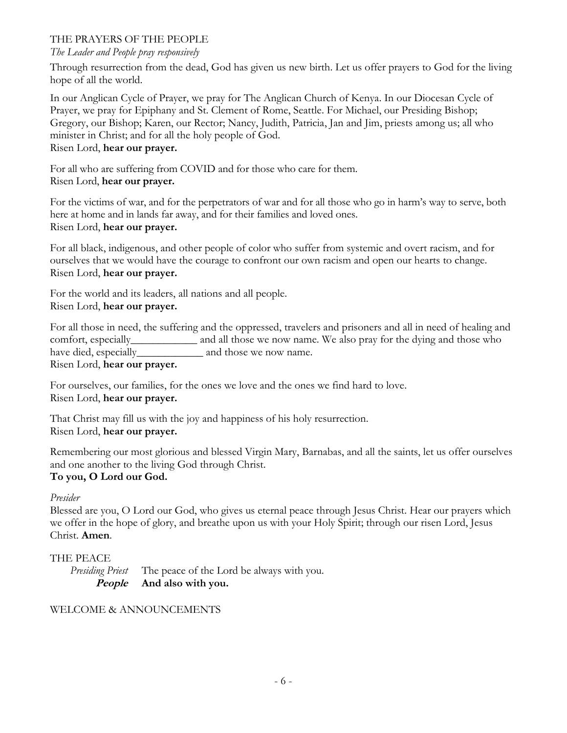## THE PRAYERS OF THE PEOPLE

*The Leader and People pray responsively*

Through resurrection from the dead, God has given us new birth. Let us offer prayers to God for the living hope of all the world.

In our Anglican Cycle of Prayer, we pray for The Anglican Church of Kenya. In our Diocesan Cycle of Prayer, we pray for Epiphany and St. Clement of Rome, Seattle. For Michael, our Presiding Bishop; Gregory, our Bishop; Karen, our Rector; Nancy, Judith, Patricia, Jan and Jim, priests among us; all who minister in Christ; and for all the holy people of God.
Risen Lord, **hear our prayer.**

For all who are suffering from COVID and for those who care for them.
Risen Lord, **hear our prayer.**

For the victims of war, and for the perpetrators of war and for all those who go in harm's way to serve, both here at home and in lands far away, and for their families and loved ones.
Risen Lord, **hear our prayer.**

For all black, indigenous, and other people of color who suffer from systemic and overt racism, and for ourselves that we would have the courage to confront our own racism and open our hearts to change.
Risen Lord, **hear our prayer.**

For the world and its leaders, all nations and all people.
Risen Lord, **hear our prayer.**

For all those in need, the suffering and the oppressed, travelers and prisoners and all in need of healing and comfort, especially____________ and all those we now name. We also pray for the dying and those who have died, especially____________ and those we now name.
Risen Lord, **hear our prayer.**

For ourselves, our families, for the ones we love and the ones we find hard to love.
Risen Lord, **hear our prayer.**

That Christ may fill us with the joy and happiness of his holy resurrection.
Risen Lord, **hear our prayer.**

Remembering our most glorious and blessed Virgin Mary, Barnabas, and all the saints, let us offer ourselves and one another to the living God through Christ.
**To you, O Lord our God.**

*Presider*
Blessed are you, O Lord our God, who gives us eternal peace through Jesus Christ. Hear our prayers which we offer in the hope of glory, and breathe upon us with your Holy Spirit; through our risen Lord, Jesus Christ. **Amen**.

## THE PEACE

*Presiding Priest* The peace of the Lord be always with you.
***People*** **And also with you.**

## WELCOME & ANNOUNCEMENTS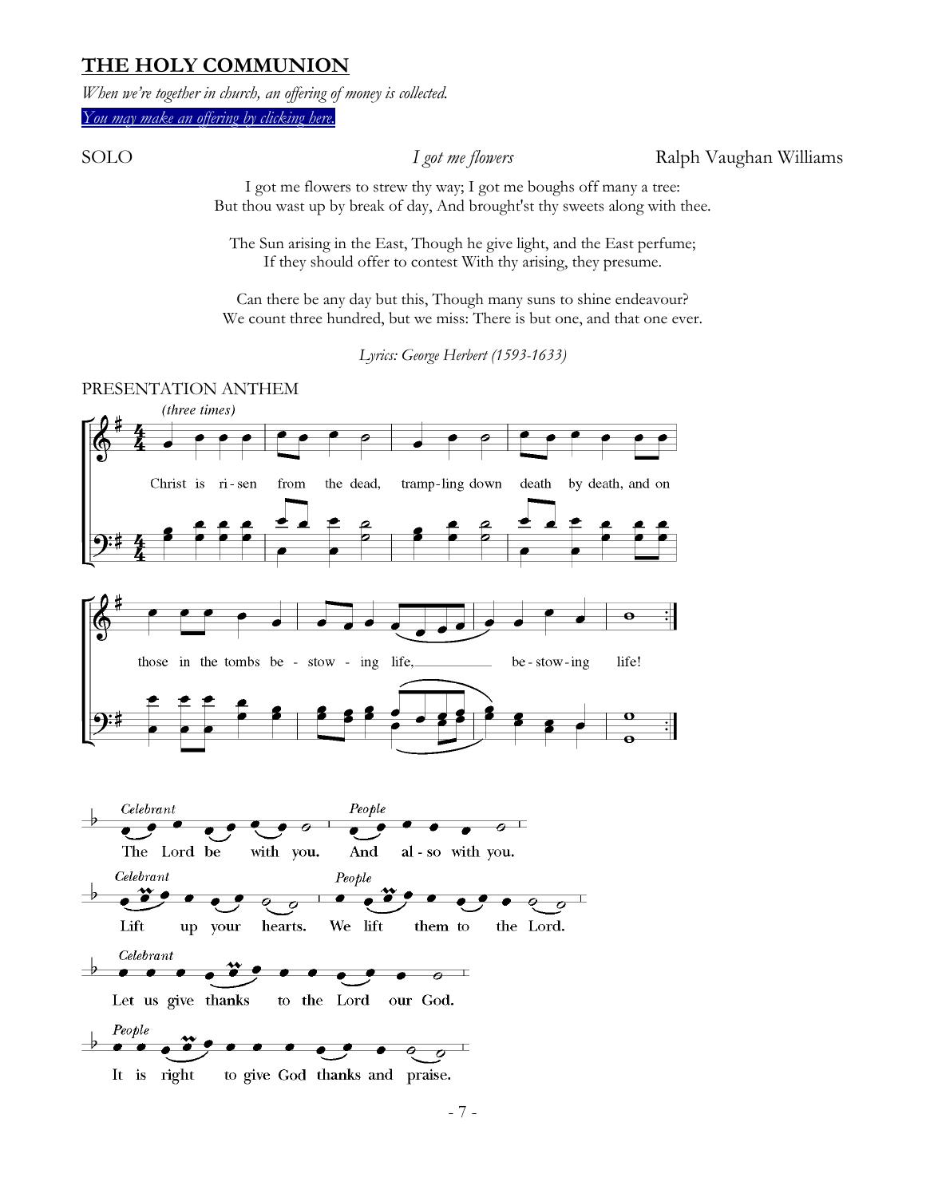## THE HOLY COMMUNION

*When we're together in church, an offering of money is collected.*

*You may make an offering by clicking here.*

SOLO *I got me flowers* Ralph Vaughan Williams

I got me flowers to strew thy way; I got me boughs off many a tree:
But thou wast up by break of day, And brought'st thy sweets along with thee.

The Sun arising in the East, Though he give light, and the East perfume;
If they should offer to contest With thy arising, they presume.

Can there be any day but this, Though many suns to shine endeavour?
We count three hundred, but we miss: There is but one, and that one ever.

*Lyrics: George Herbert (1593-1633)*

PRESENTATION ANTHEM

*(three times)*

Christ is ri - sen from the dead, tramp-ling down death by death, and on those in the tombs be - stow - ing life, be - stow - ing life!

*Celebrant* The Lord be with you. *People* And al - so with you.

*Celebrant* Lift up your hearts. *People* We lift them to the Lord.

*Celebrant* Let us give thanks to the Lord our God.

*People* It is right to give God thanks and praise.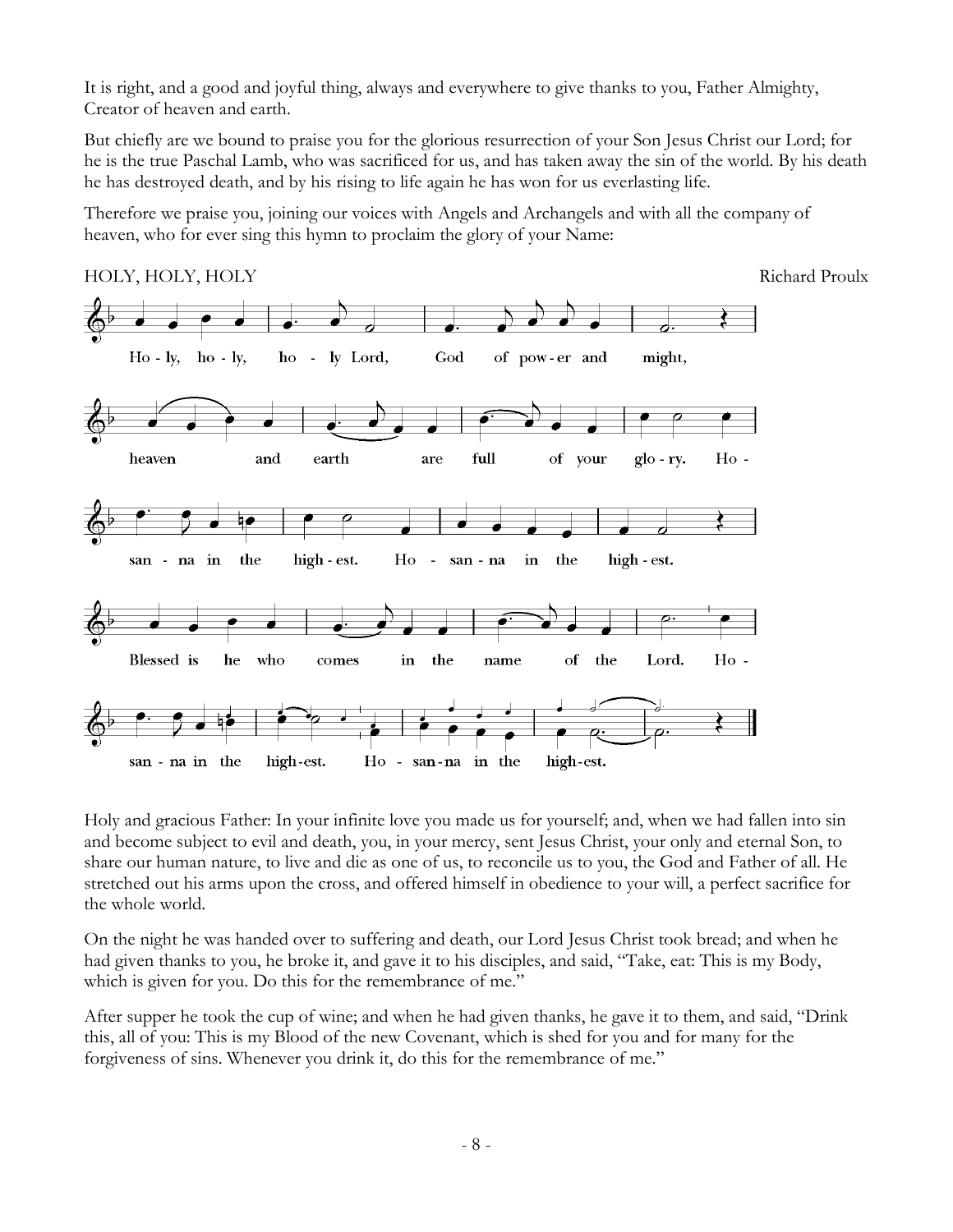It is right, and a good and joyful thing, always and everywhere to give thanks to you, Father Almighty, Creator of heaven and earth.

But chiefly are we bound to praise you for the glorious resurrection of your Son Jesus Christ our Lord; for he is the true Paschal Lamb, who was sacrificed for us, and has taken away the sin of the world. By his death he has destroyed death, and by his rising to life again he has won for us everlasting life.

Therefore we praise you, joining our voices with Angels and Archangels and with all the company of heaven, who for ever sing this hymn to proclaim the glory of your Name:

HOLY, HOLY, HOLY — Richard Proulx

Holy, holy, holy Lord, God of power and might, heaven and earth are full of your glory. Hosanna in the highest. Hosanna in the highest.

Blessed is he who comes in the name of the Lord. Hosanna in the highest. Hosanna in the highest.

Holy and gracious Father: In your infinite love you made us for yourself; and, when we had fallen into sin and become subject to evil and death, you, in your mercy, sent Jesus Christ, your only and eternal Son, to share our human nature, to live and die as one of us, to reconcile us to you, the God and Father of all. He stretched out his arms upon the cross, and offered himself in obedience to your will, a perfect sacrifice for the whole world.

On the night he was handed over to suffering and death, our Lord Jesus Christ took bread; and when he had given thanks to you, he broke it, and gave it to his disciples, and said, "Take, eat: This is my Body, which is given for you. Do this for the remembrance of me."

After supper he took the cup of wine; and when he had given thanks, he gave it to them, and said, "Drink this, all of you: This is my Blood of the new Covenant, which is shed for you and for many for the forgiveness of sins. Whenever you drink it, do this for the remembrance of me."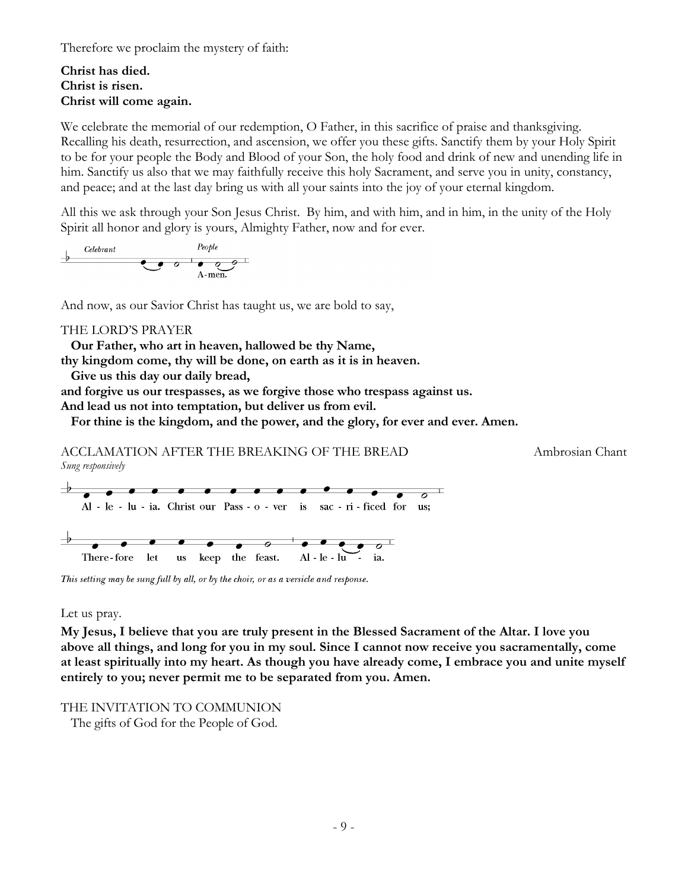Therefore we proclaim the mystery of faith:

**Christ has died.**
**Christ is risen.**
**Christ will come again.**

We celebrate the memorial of our redemption, O Father, in this sacrifice of praise and thanksgiving. Recalling his death, resurrection, and ascension, we offer you these gifts. Sanctify them by your Holy Spirit to be for your people the Body and Blood of your Son, the holy food and drink of new and unending life in him. Sanctify us also that we may faithfully receive this holy Sacrament, and serve you in unity, constancy, and peace; and at the last day bring us with all your saints into the joy of your eternal kingdom.

All this we ask through your Son Jesus Christ. By him, and with him, and in him, in the unity of the Holy Spirit all honor and glory is yours, Almighty Father, now and for ever.

*Celebrant* *People*
A-men.

And now, as our Savior Christ has taught us, we are bold to say,

THE LORD'S PRAYER

**Our Father, who art in heaven, hallowed be thy Name,**
**thy kingdom come, thy will be done, on earth as it is in heaven.**
**Give us this day our daily bread,**
**and forgive us our trespasses, as we forgive those who trespass against us.**
**And lead us not into temptation, but deliver us from evil.**
**For thine is the kingdom, and the power, and the glory, for ever and ever. Amen.**

ACCLAMATION AFTER THE BREAKING OF THE BREAD — Ambrosian Chant
*Sung responsively*

Al - le - lu - ia. Christ our Pass - o - ver is sac - ri - ficed for us;

There-fore let us keep the feast. Al - le - lu - ia.

*This setting may be sung full by all, or by the choir, or as a versicle and response.*

Let us pray.

**My Jesus, I believe that you are truly present in the Blessed Sacrament of the Altar. I love you above all things, and long for you in my soul. Since I cannot now receive you sacramentally, come at least spiritually into my heart. As though you have already come, I embrace you and unite myself entirely to you; never permit me to be separated from you. Amen.**

THE INVITATION TO COMMUNION

The gifts of God for the People of God.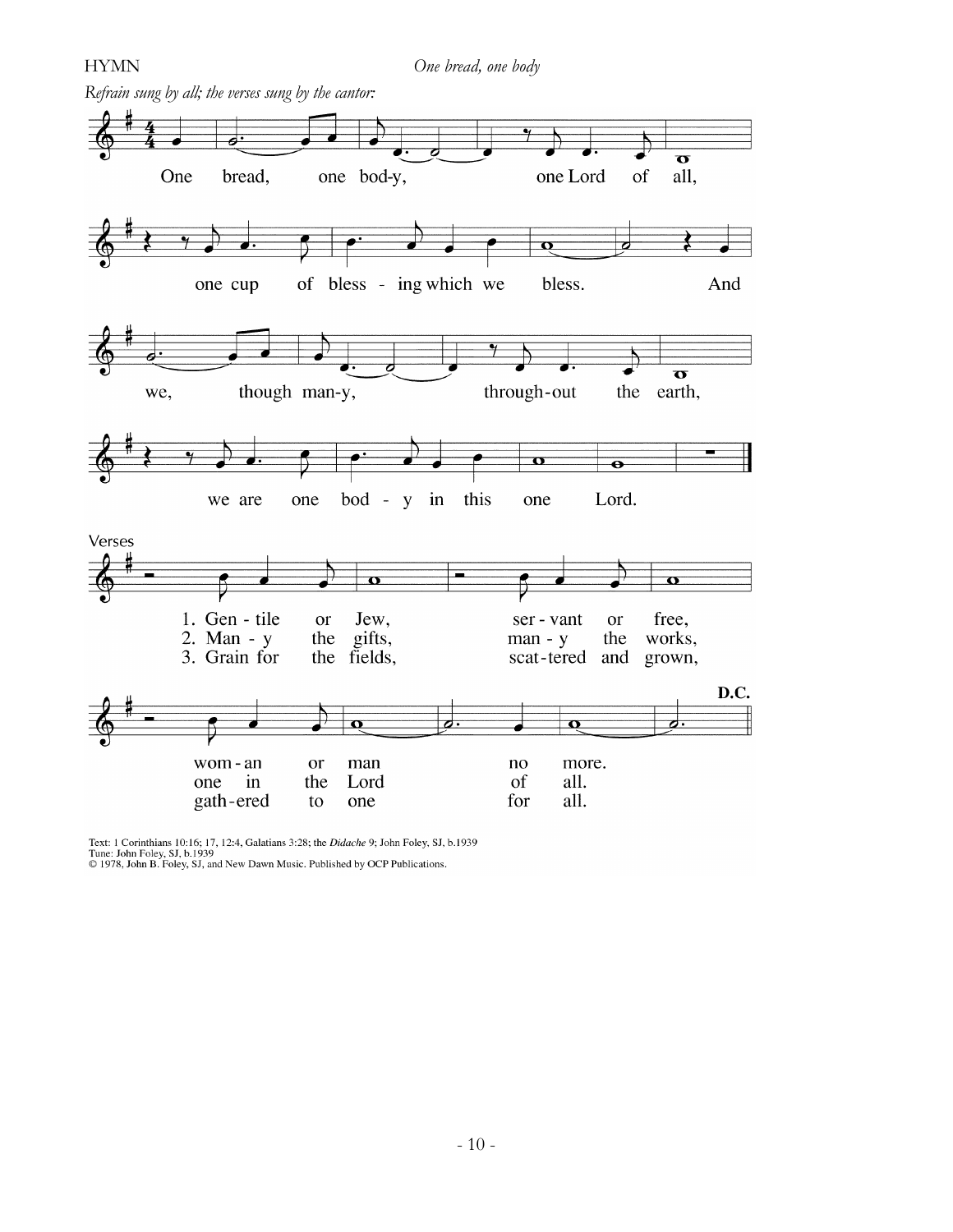HYMN *One bread, one body*

*Refrain sung by all; the verses sung by the cantor:*

One bread, one bod-y, one Lord of all,
one cup of bless - ing which we bless. And
we, though man-y, through-out the earth,
we are one bod - y in this one Lord.

Verses

1. Gen - tile or Jew, ser - vant or free,
wom - an or man no more.

2. Man - y the gifts, man - y the works,
one in the Lord of all.

3. Grain for the fields, scat-tered and grown,
gath-ered to one for all.

**D.C.**

Text: 1 Corinthians 10:16; 17, 12:4, Galatians 3:28; the *Didache* 9; John Foley, SJ, b.1939
Tune: John Foley, SJ, b.1939
© 1978, John B. Foley, SJ, and New Dawn Music. Published by OCP Publications.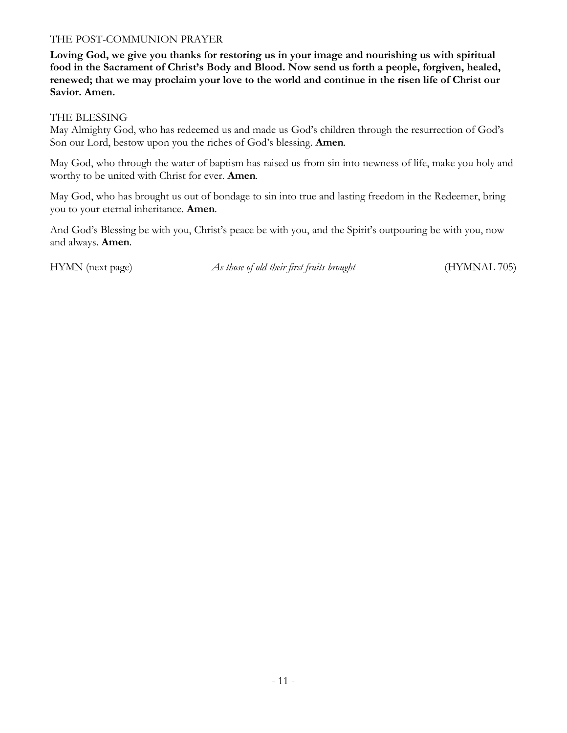THE POST-COMMUNION PRAYER

**Loving God, we give you thanks for restoring us in your image and nourishing us with spiritual food in the Sacrament of Christ's Body and Blood. Now send us forth a people, forgiven, healed, renewed; that we may proclaim your love to the world and continue in the risen life of Christ our Savior. Amen.**

THE BLESSING

May Almighty God, who has redeemed us and made us God's children through the resurrection of God's Son our Lord, bestow upon you the riches of God's blessing. **Amen**.

May God, who through the water of baptism has raised us from sin into newness of life, make you holy and worthy to be united with Christ for ever. **Amen**.

May God, who has brought us out of bondage to sin into true and lasting freedom in the Redeemer, bring you to your eternal inheritance. **Amen**.

And God's Blessing be with you, Christ's peace be with you, and the Spirit's outpouring be with you, now and always. **Amen**.

HYMN (next page) *As those of old their first fruits brought* (HYMNAL 705)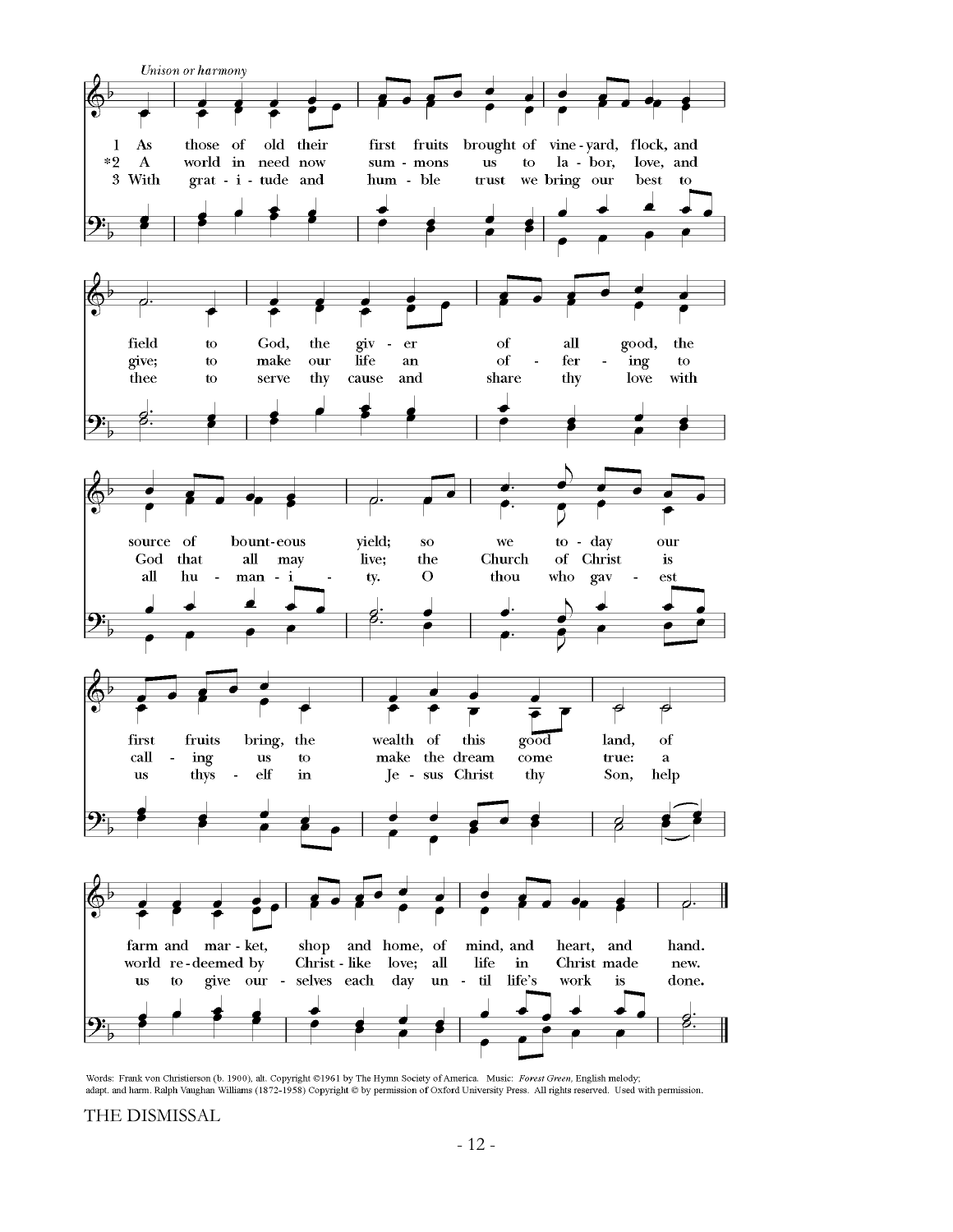*Unison or harmony*

1 As those of old their first fruits brought of vine-yard, flock, and field to God, the giv-er of all good, the source of bount-eous yield; so we to-day our first fruits bring, the wealth of this good land, of farm and mar-ket, shop and home, of mind, and heart, and hand.

*2 A world in need now sum-mons us to la-bor, love, and give; to make our life an of-fer-ing to God that all may live; the Church of Christ is call-ing us to make the dream come true: a world re-deemed by Christ-like love; all life in Christ made new.

3 With grat-i-tude and hum-ble trust we bring our best to thee to serve thy cause and share thy love with all hu-man-i-ty. O thou who gav-est us thys-elf in Je-sus Christ thy Son, help us to give our-selves each day un-til life's work is done.

Words: Frank von Christierson (b. 1900), alt. Copyright ©1961 by The Hymn Society of America. Music: *Forest Green*, English melody; adapt. and harm. Ralph Vaughan Williams (1872-1958) Copyright © by permission of Oxford University Press. All rights reserved. Used with permission.

THE DISMISSAL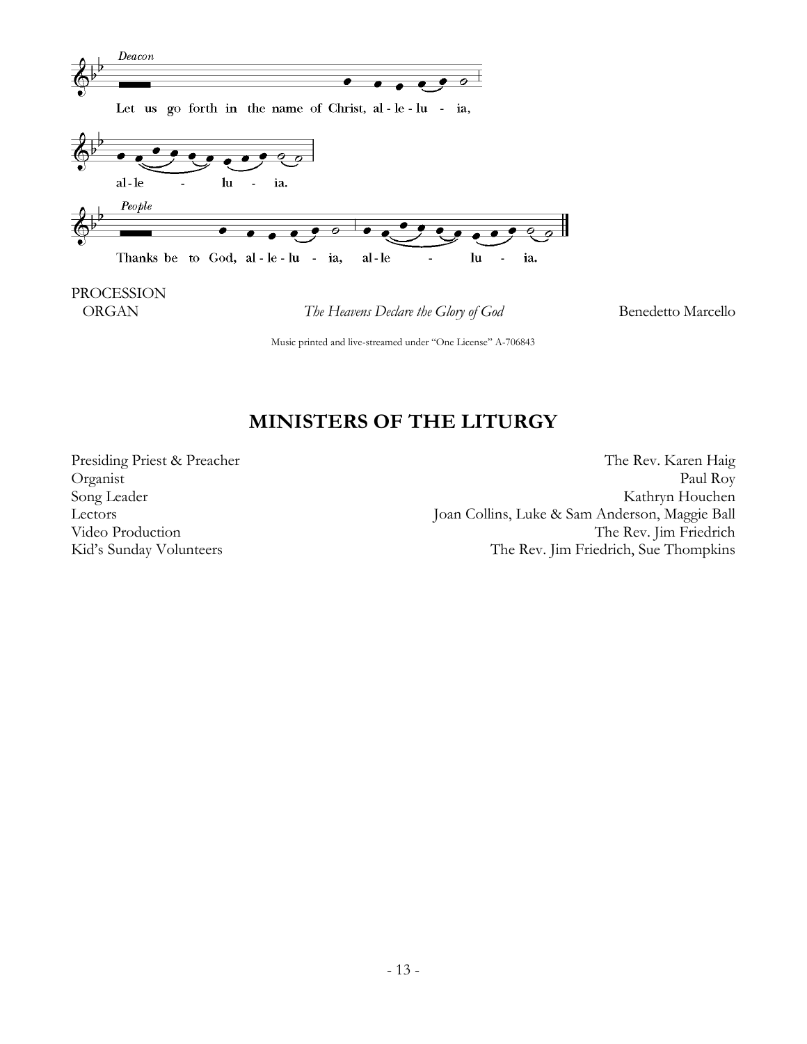*Deacon*

Let us go forth in the name of Christ, al - le - lu - ia,

al - le - lu - ia.

*People*

Thanks be to God, al - le - lu - ia, al - le - lu - ia.

PROCESSION

ORGAN *The Heavens Declare the Glory of God* Benedetto Marcello

Music printed and live-streamed under "One License" A-706843

## MINISTERS OF THE LITURGY

| | |
|---|---|
| Presiding Priest & Preacher | The Rev. Karen Haig |
| Organist | Paul Roy |
| Song Leader | Kathryn Houchen |
| Lectors | Joan Collins, Luke & Sam Anderson, Maggie Ball |
| Video Production | The Rev. Jim Friedrich |
| Kid's Sunday Volunteers | The Rev. Jim Friedrich, Sue Thompkins |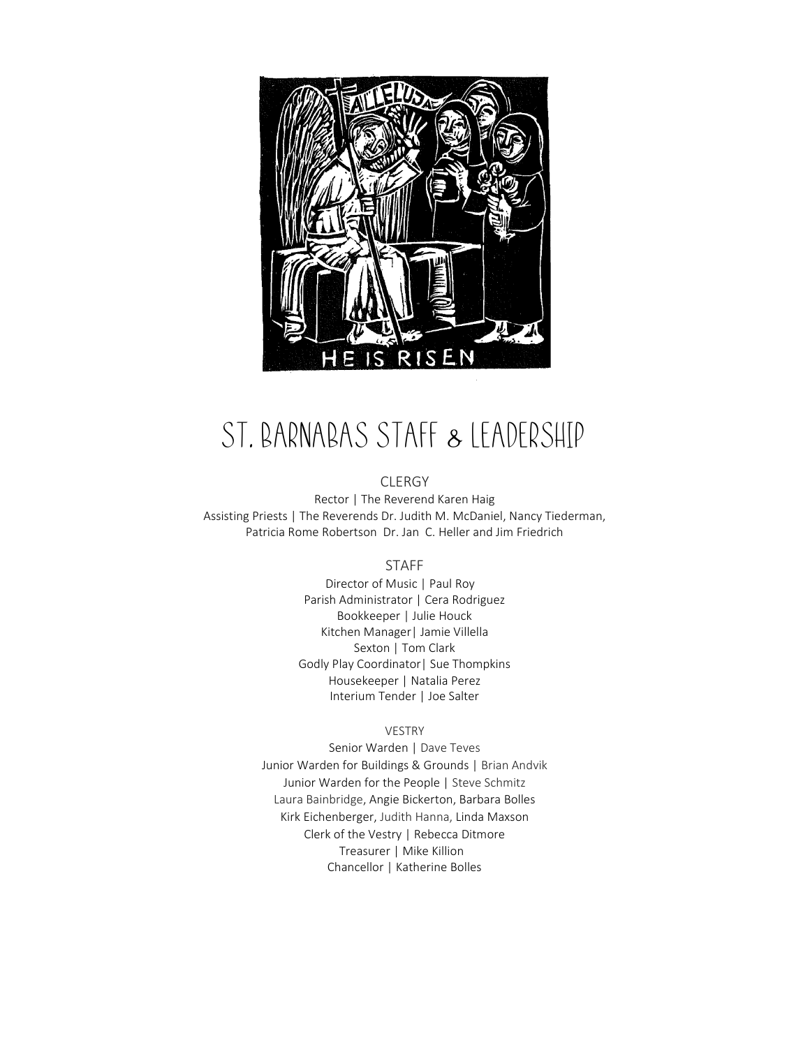# ST. BARNABAS STAFF & LEADERSHIP

### CLERGY

Rector | The Reverend Karen Haig
Assisting Priests | The Reverends Dr. Judith M. McDaniel, Nancy Tiederman, Patricia Rome Robertson Dr. Jan C. Heller and Jim Friedrich

### STAFF

Director of Music | Paul Roy
Parish Administrator | Cera Rodriguez
Bookkeeper | Julie Houck
Kitchen Manager| Jamie Villella
Sexton | Tom Clark
Godly Play Coordinator| Sue Thompkins
Housekeeper | Natalia Perez
Interium Tender | Joe Salter

### VESTRY

Senior Warden | Dave Teves
Junior Warden for Buildings & Grounds | Brian Andvik
Junior Warden for the People | Steve Schmitz
Laura Bainbridge, Angie Bickerton, Barbara Bolles
Kirk Eichenberger, Judith Hanna, Linda Maxson
Clerk of the Vestry | Rebecca Ditmore
Treasurer | Mike Killion
Chancellor | Katherine Bolles